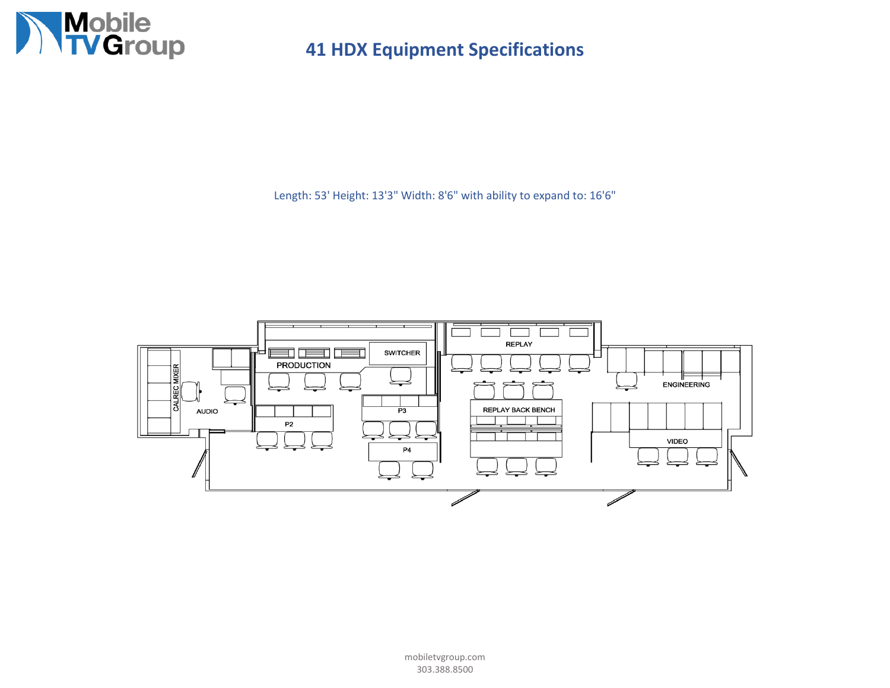# 41 HDX Equipment Specifications

Length: 53' Height: 13'3" Width: 8'6" with ability to expand to: 16'6"

CALREC MIXER

AUDIO

PRODUCTION

SWITCHER

P2

P3

P4

REPLAY

REPLAY BACK BENCH

ENGINEERING

VIDEO

mobiletvgroup.com
303.388.8500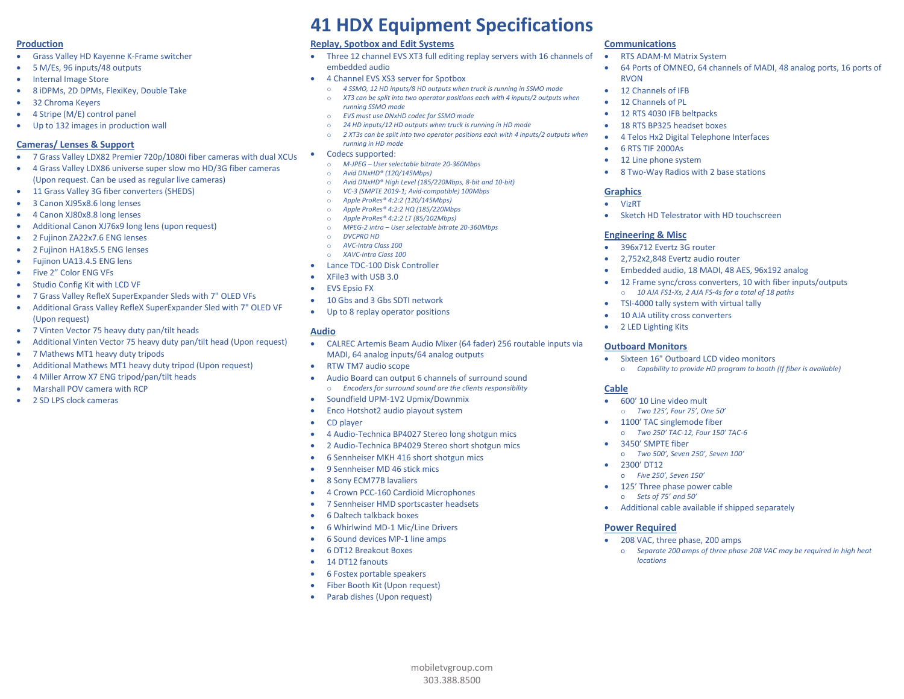# 41 HDX Equipment Specifications

## Production

- Grass Valley HD Kayenne K-Frame switcher
- 5 M/Es, 96 inputs/48 outputs
- Internal Image Store
- 8 iDPMs, 2D DPMs, FlexiKey, Double Take
- 32 Chroma Keyers
- 4 Stripe (M/E) control panel
- Up to 132 images in production wall

## Cameras/ Lenses & Support

- 7 Grass Valley LDX82 Premier 720p/1080i fiber cameras with dual XCUs
- 4 Grass Valley LDX86 universe super slow mo HD/3G fiber cameras (Upon request. Can be used as regular live cameras)
- 11 Grass Valley 3G fiber converters (SHEDS)
- 3 Canon XJ95x8.6 long lenses
- 4 Canon XJ80x8.8 long lenses
- Additional Canon XJ76x9 long lens (upon request)
- 2 Fujinon ZA22x7.6 ENG lenses
- 2 Fujinon HA18x5.5 ENG lenses
- Fujinon UA13.4.5 ENG lens
- Five 2" Color ENG VFs
- Studio Config Kit with LCD VF
- 7 Grass Valley RefleX SuperExpander Sleds with 7" OLED VFs
- Additional Grass Valley RefleX SuperExpander Sled with 7" OLED VF (Upon request)
- 7 Vinten Vector 75 heavy duty pan/tilt heads
- Additional Vinten Vector 75 heavy duty pan/tilt head (Upon request)
- 7 Mathews MT1 heavy duty tripods
- Additional Mathews MT1 heavy duty tripod (Upon request)
- 4 Miller Arrow X7 ENG tripod/pan/tilt heads
- Marshall POV camera with RCP
- 2 SD LPS clock cameras

## Replay, Spotbox and Edit Systems

- Three 12 channel EVS XT3 full editing replay servers with 16 channels of embedded audio
- 4 Channel EVS XS3 server for Spotbox
  - *4 SSMO, 12 HD inputs/8 HD outputs when truck is running in SSMO mode*
  - *XT3 can be split into two operator positions each with 4 inputs/2 outputs when running SSMO mode*
  - *EVS must use DNxHD codec for SSMO mode*
  - *24 HD inputs/12 HD outputs when truck is running in HD mode*
  - *2 XT3s can be split into two operator positions each with 4 inputs/2 outputs when running in HD mode*
- Codecs supported:
  - *M-JPEG – User selectable bitrate 20-360Mbps*
  - *Avid DNxHD® (120/145Mbps)*
  - *Avid DNxHD® High Level (185/220Mbps, 8-bit and 10-bit)*
  - *VC-3 (SMPTE 2019-1; Avid-compatible) 100Mbps*
  - *Apple ProRes® 4:2:2 (120/145Mbps)*
  - *Apple ProRes® 4:2:2 HQ (185/220Mbps*
  - *Apple ProRes® 4:2:2 LT (85/102Mbps)*
  - *MPEG-2 intra – User selectable bitrate 20-360Mbps*
  - *DVCPRO HD*
  - *AVC-Intra Class 100*
  - *XAVC-Intra Class 100*
- Lance TDC-100 Disk Controller
- XFile3 with USB 3.0
- EVS Epsio FX
- 10 Gbs and 3 Gbs SDTI network
- Up to 8 replay operator positions

## Audio

- CALREC Artemis Beam Audio Mixer (64 fader) 256 routable inputs via MADI, 64 analog inputs/64 analog outputs
- RTW TM7 audio scope
- Audio Board can output 6 channels of surround sound
  - *Encoders for surround sound are the clients responsibility*
- Soundfield UPM-1V2 Upmix/Downmix
- Enco Hotshot2 audio playout system
- CD player
- 4 Audio-Technica BP4027 Stereo long shotgun mics
- 2 Audio-Technica BP4029 Stereo short shotgun mics
- 6 Sennheiser MKH 416 short shotgun mics
- 9 Sennheiser MD 46 stick mics
- 8 Sony ECM77B lavaliers
- 4 Crown PCC-160 Cardioid Microphones
- 7 Sennheiser HMD sportscaster headsets
- 6 Daltech talkback boxes
- 6 Whirlwind MD-1 Mic/Line Drivers
- 6 Sound devices MP-1 line amps
- 6 DT12 Breakout Boxes
- 14 DT12 fanouts
- 6 Fostex portable speakers
- Fiber Booth Kit (Upon request)
- Parab dishes (Upon request)

## Communications

- RTS ADAM-M Matrix System
- 64 Ports of OMNEO, 64 channels of MADI, 48 analog ports, 16 ports of RVON
- 12 Channels of IFB
- 12 Channels of PL
- 12 RTS 4030 IFB beltpacks
- 18 RTS BP325 headset boxes
- 4 Telos Hx2 Digital Telephone Interfaces
- 6 RTS TIF 2000As
- 12 Line phone system
- 8 Two-Way Radios with 2 base stations

## Graphics

- VizRT
- Sketch HD Telestrator with HD touchscreen

## Engineering & Misc

- 396x712 Evertz 3G router
- 2,752x2,848 Evertz audio router
- Embedded audio, 18 MADI, 48 AES, 96x192 analog
- 12 Frame sync/cross converters, 10 with fiber inputs/outputs
  - *10 AJA FS1-Xs, 2 AJA FS-4s for a total of 18 paths*
- TSI-4000 tally system with virtual tally
- 10 AJA utility cross converters
- 2 LED Lighting Kits

## Outboard Monitors

- Sixteen 16" Outboard LCD video monitors
  - *Capability to provide HD program to booth (If fiber is available)*

## Cable

- 600' 10 Line video mult
  - *Two 125', Four 75', One 50'*
- 1100' TAC singlemode fiber
  - *Two 250' TAC-12, Four 150' TAC-6*
- 3450' SMPTE fiber
  - *Two 500', Seven 250', Seven 100'*
- 2300' DT12
  - *Five 250', Seven 150'*
- 125' Three phase power cable
  - *Sets of 75' and 50'*
- Additional cable available if shipped separately

## Power Required

- 208 VAC, three phase, 200 amps
  - *Separate 200 amps of three phase 208 VAC may be required in high heat locations*

mobiletvgroup.com
303.388.8500